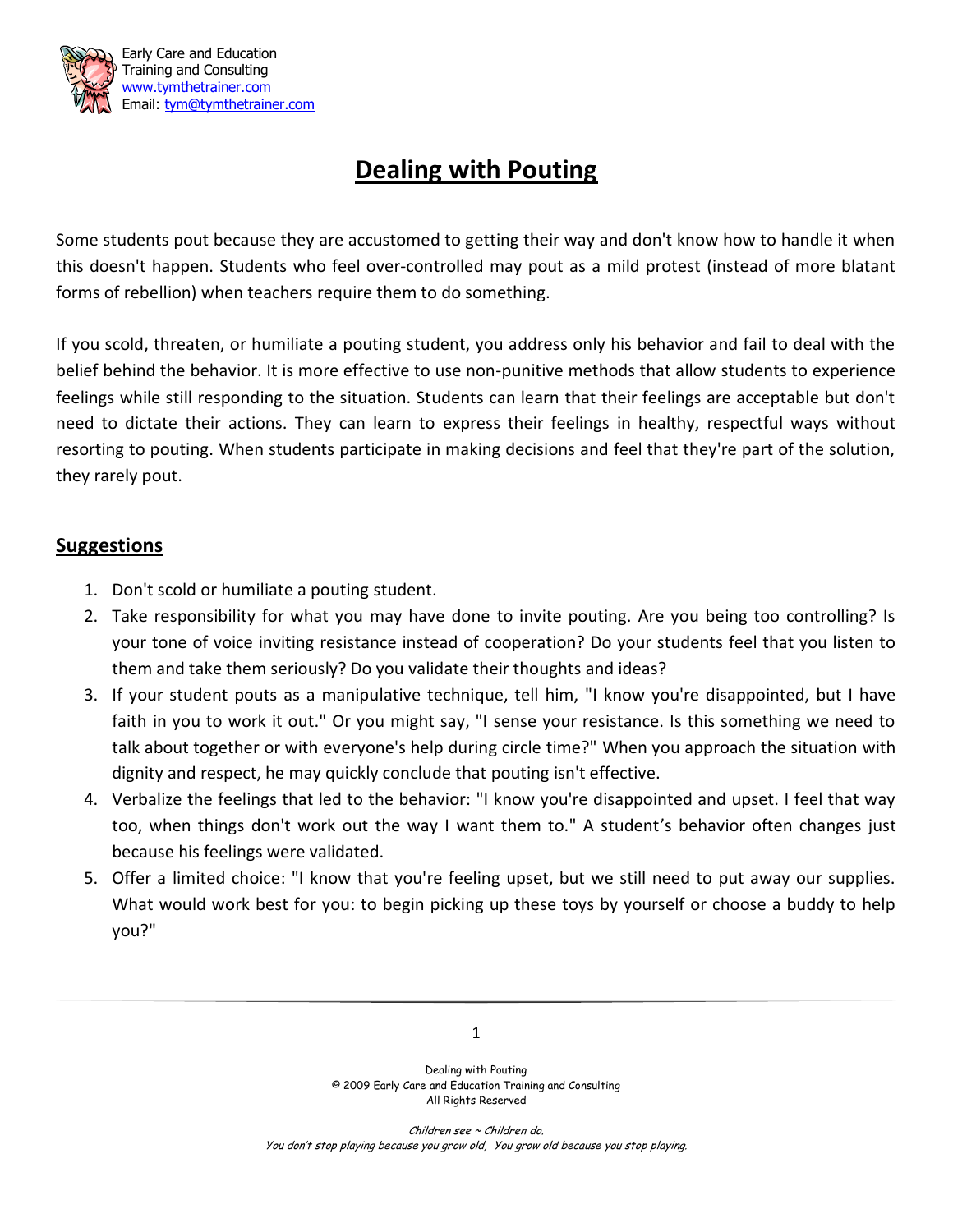Early Care and Education
Training and Consulting
www.tymthetrainer.com
Email: tym@tymthetrainer.com

# Dealing with Pouting

Some students pout because they are accustomed to getting their way and don't know how to handle it when this doesn't happen. Students who feel over-controlled may pout as a mild protest (instead of more blatant forms of rebellion) when teachers require them to do something.

If you scold, threaten, or humiliate a pouting student, you address only his behavior and fail to deal with the belief behind the behavior. It is more effective to use non-punitive methods that allow students to experience feelings while still responding to the situation. Students can learn that their feelings are acceptable but don't need to dictate their actions. They can learn to express their feelings in healthy, respectful ways without resorting to pouting. When students participate in making decisions and feel that they're part of the solution, they rarely pout.

## Suggestions

1. Don't scold or humiliate a pouting student.
2. Take responsibility for what you may have done to invite pouting. Are you being too controlling? Is your tone of voice inviting resistance instead of cooperation? Do your students feel that you listen to them and take them seriously? Do you validate their thoughts and ideas?
3. If your student pouts as a manipulative technique, tell him, "I know you're disappointed, but I have faith in you to work it out." Or you might say, "I sense your resistance. Is this something we need to talk about together or with everyone's help during circle time?" When you approach the situation with dignity and respect, he may quickly conclude that pouting isn't effective.
4. Verbalize the feelings that led to the behavior: "I know you're disappointed and upset. I feel that way too, when things don't work out the way I want them to." A student's behavior often changes just because his feelings were validated.
5. Offer a limited choice: "I know that you're feeling upset, but we still need to put away our supplies. What would work best for you: to begin picking up these toys by yourself or choose a buddy to help you?"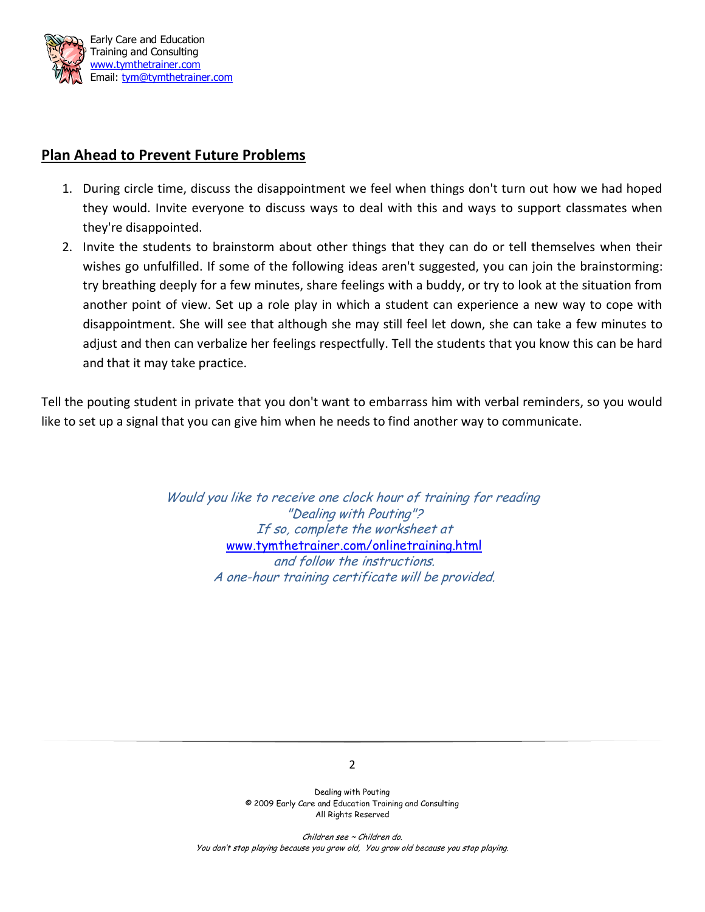## Plan Ahead to Prevent Future Problems

1. During circle time, discuss the disappointment we feel when things don't turn out how we had hoped they would. Invite everyone to discuss ways to deal with this and ways to support classmates when they're disappointed.
2. Invite the students to brainstorm about other things that they can do or tell themselves when their wishes go unfulfilled. If some of the following ideas aren't suggested, you can join the brainstorming: try breathing deeply for a few minutes, share feelings with a buddy, or try to look at the situation from another point of view. Set up a role play in which a student can experience a new way to cope with disappointment. She will see that although she may still feel let down, she can take a few minutes to adjust and then can verbalize her feelings respectfully. Tell the students that you know this can be hard and that it may take practice.

Tell the pouting student in private that you don't want to embarrass him with verbal reminders, so you would like to set up a signal that you can give him when he needs to find another way to communicate.

*Would you like to receive one clock hour of training for reading "Dealing with Pouting"?*
*If so, complete the worksheet at*
www.tymthetrainer.com/onlinetraining.html
*and follow the instructions.*
*A one-hour training certificate will be provided.*